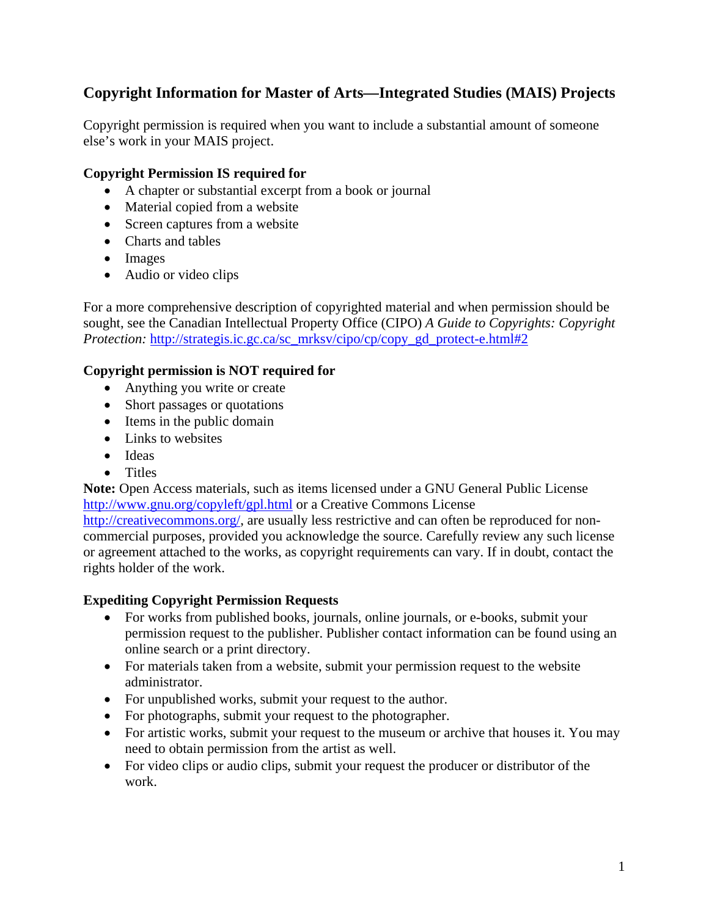# Copyright Information for Master of Arts—Integrated Studies (MAIS) Projects

Copyright permission is required when you want to include a substantial amount of someone else's work in your MAIS project.

**Copyright Permission IS required for**

- A chapter or substantial excerpt from a book or journal
- Material copied from a website
- Screen captures from a website
- Charts and tables
- Images
- Audio or video clips

For a more comprehensive description of copyrighted material and when permission should be sought, see the Canadian Intellectual Property Office (CIPO) *A Guide to Copyrights: Copyright Protection:* http://strategis.ic.gc.ca/sc_mrksv/cipo/cp/copy_gd_protect-e.html#2

**Copyright permission is NOT required for**

- Anything you write or create
- Short passages or quotations
- Items in the public domain
- Links to websites
- Ideas
- Titles

**Note:** Open Access materials, such as items licensed under a GNU General Public License http://www.gnu.org/copyleft/gpl.html or a Creative Commons License http://creativecommons.org/, are usually less restrictive and can often be reproduced for non-commercial purposes, provided you acknowledge the source. Carefully review any such license or agreement attached to the works, as copyright requirements can vary. If in doubt, contact the rights holder of the work.

**Expediting Copyright Permission Requests**

- For works from published books, journals, online journals, or e-books, submit your permission request to the publisher. Publisher contact information can be found using an online search or a print directory.
- For materials taken from a website, submit your permission request to the website administrator.
- For unpublished works, submit your request to the author.
- For photographs, submit your request to the photographer.
- For artistic works, submit your request to the museum or archive that houses it. You may need to obtain permission from the artist as well.
- For video clips or audio clips, submit your request the producer or distributor of the work.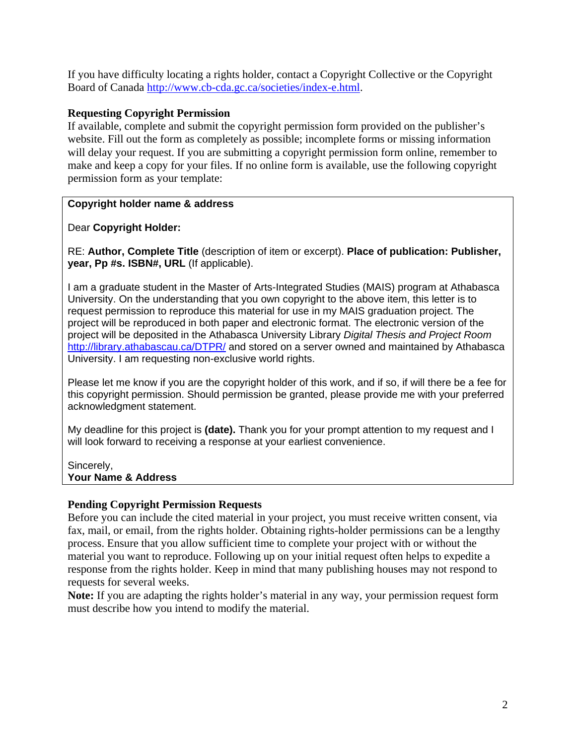If you have difficulty locating a rights holder, contact a Copyright Collective or the Copyright Board of Canada http://www.cb-cda.gc.ca/societies/index-e.html.

### Requesting Copyright Permission

If available, complete and submit the copyright permission form provided on the publisher's website. Fill out the form as completely as possible; incomplete forms or missing information will delay your request. If you are submitting a copyright permission form online, remember to make and keep a copy for your files. If no online form is available, use the following copyright permission form as your template:

> **Copyright holder name & address**
>
> Dear **Copyright Holder:**
>
> RE: **Author, Complete Title** (description of item or excerpt). **Place of publication: Publisher, year, Pp #s. ISBN#, URL** (If applicable).
>
> I am a graduate student in the Master of Arts-Integrated Studies (MAIS) program at Athabasca University. On the understanding that you own copyright to the above item, this letter is to request permission to reproduce this material for use in my MAIS graduation project. The project will be reproduced in both paper and electronic format. The electronic version of the project will be deposited in the Athabasca University Library *Digital Thesis and Project Room* http://library.athabascau.ca/DTPR/ and stored on a server owned and maintained by Athabasca University. I am requesting non-exclusive world rights.
>
> Please let me know if you are the copyright holder of this work, and if so, if will there be a fee for this copyright permission. Should permission be granted, please provide me with your preferred acknowledgment statement.
>
> My deadline for this project is **(date).** Thank you for your prompt attention to my request and I will look forward to receiving a response at your earliest convenience.
>
> Sincerely,
> **Your Name & Address**

### Pending Copyright Permission Requests

Before you can include the cited material in your project, you must receive written consent, via fax, mail, or email, from the rights holder. Obtaining rights-holder permissions can be a lengthy process. Ensure that you allow sufficient time to complete your project with or without the material you want to reproduce. Following up on your initial request often helps to expedite a response from the rights holder. Keep in mind that many publishing houses may not respond to requests for several weeks.

**Note:** If you are adapting the rights holder's material in any way, your permission request form must describe how you intend to modify the material.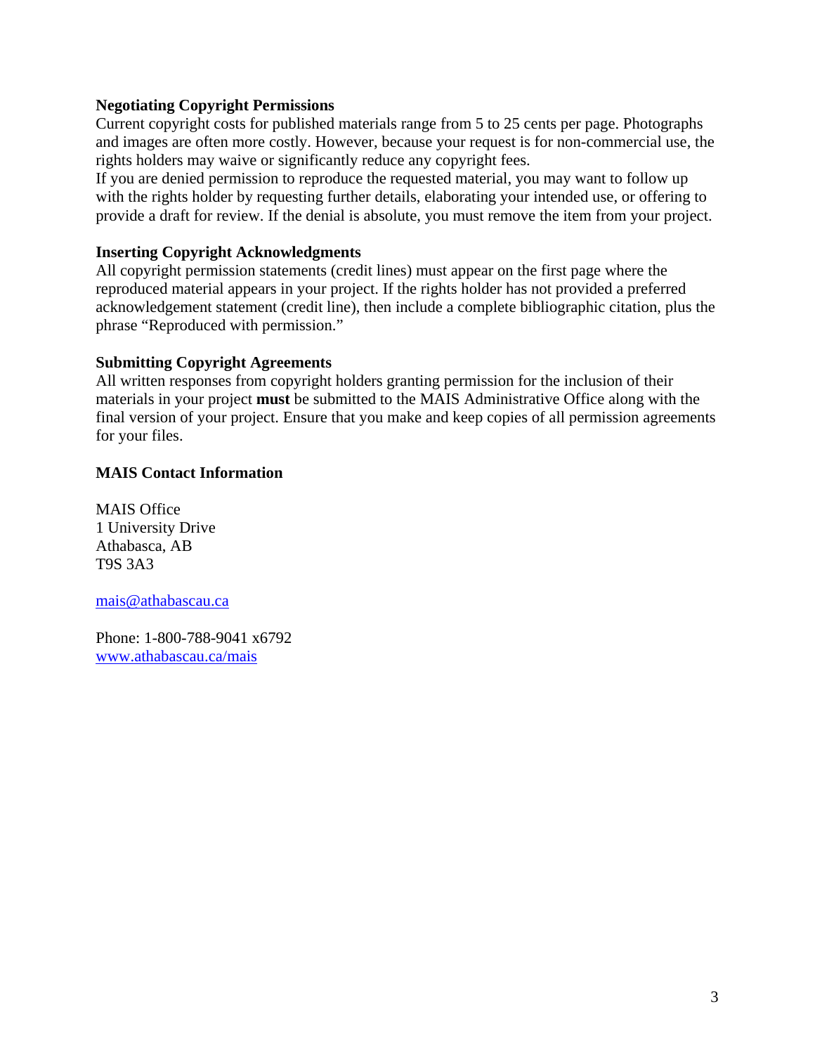**Negotiating Copyright Permissions**

Current copyright costs for published materials range from 5 to 25 cents per page. Photographs and images are often more costly. However, because your request is for non-commercial use, the rights holders may waive or significantly reduce any copyright fees.

If you are denied permission to reproduce the requested material, you may want to follow up with the rights holder by requesting further details, elaborating your intended use, or offering to provide a draft for review. If the denial is absolute, you must remove the item from your project.

**Inserting Copyright Acknowledgments**

All copyright permission statements (credit lines) must appear on the first page where the reproduced material appears in your project. If the rights holder has not provided a preferred acknowledgement statement (credit line), then include a complete bibliographic citation, plus the phrase "Reproduced with permission."

**Submitting Copyright Agreements**

All written responses from copyright holders granting permission for the inclusion of their materials in your project **must** be submitted to the MAIS Administrative Office along with the final version of your project. Ensure that you make and keep copies of all permission agreements for your files.

**MAIS Contact Information**

MAIS Office
1 University Drive
Athabasca, AB
T9S 3A3

mais@athabascau.ca

Phone: 1-800-788-9041 x6792
www.athabascau.ca/mais